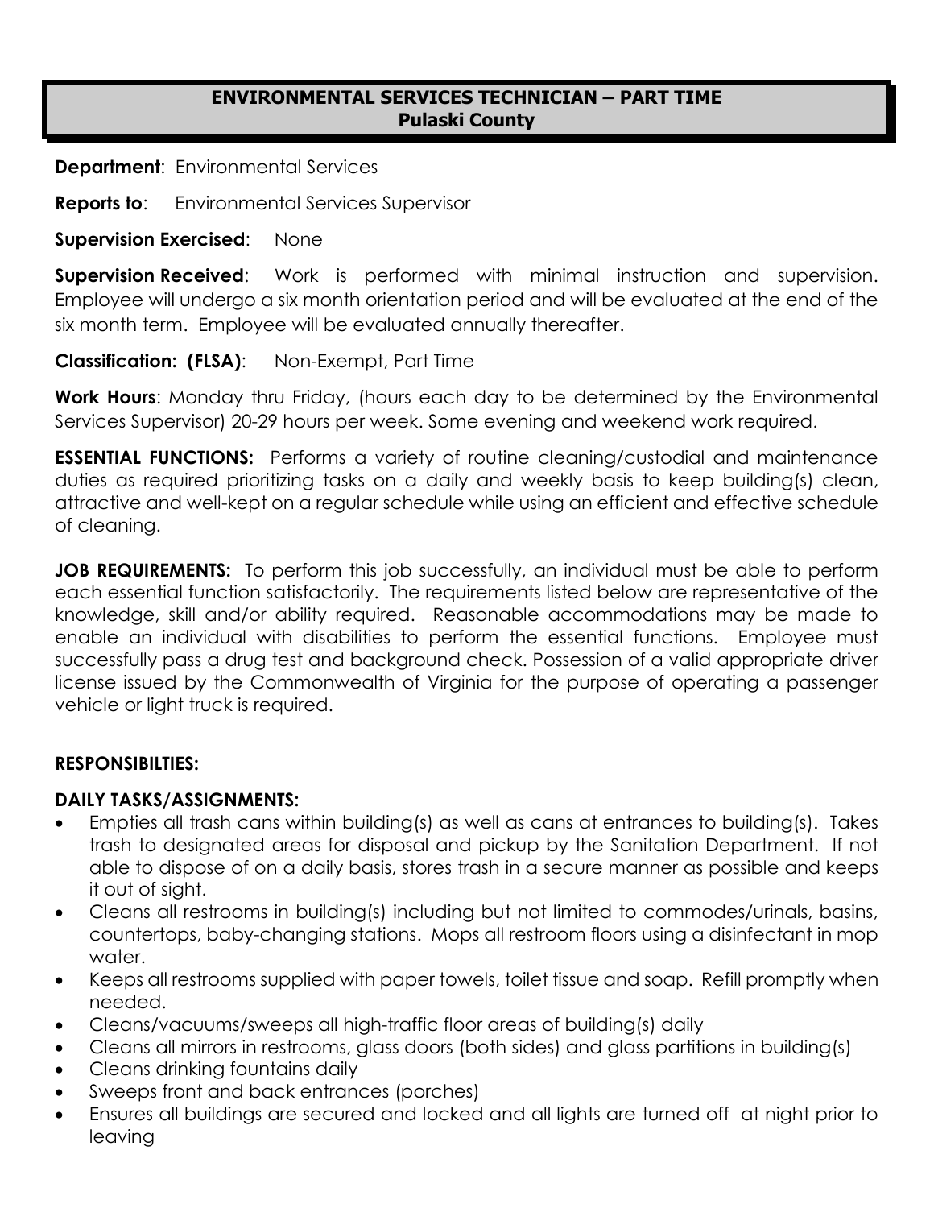# ENVIRONMENTAL SERVICES TECHNICIAN – PART TIME
## Pulaski County

**Department**: Environmental Services

**Reports to**: Environmental Services Supervisor

**Supervision Exercised**: None

**Supervision Received**: Work is performed with minimal instruction and supervision. Employee will undergo a six month orientation period and will be evaluated at the end of the six month term. Employee will be evaluated annually thereafter.

**Classification: (FLSA)**: Non-Exempt, Part Time

**Work Hours**: Monday thru Friday, (hours each day to be determined by the Environmental Services Supervisor) 20-29 hours per week. Some evening and weekend work required.

**ESSENTIAL FUNCTIONS:** Performs a variety of routine cleaning/custodial and maintenance duties as required prioritizing tasks on a daily and weekly basis to keep building(s) clean, attractive and well-kept on a regular schedule while using an efficient and effective schedule of cleaning.

**JOB REQUIREMENTS:** To perform this job successfully, an individual must be able to perform each essential function satisfactorily. The requirements listed below are representative of the knowledge, skill and/or ability required. Reasonable accommodations may be made to enable an individual with disabilities to perform the essential functions. Employee must successfully pass a drug test and background check. Possession of a valid appropriate driver license issued by the Commonwealth of Virginia for the purpose of operating a passenger vehicle or light truck is required.

**RESPONSIBILTIES:**

**DAILY TASKS/ASSIGNMENTS:**

- Empties all trash cans within building(s) as well as cans at entrances to building(s). Takes trash to designated areas for disposal and pickup by the Sanitation Department. If not able to dispose of on a daily basis, stores trash in a secure manner as possible and keeps it out of sight.
- Cleans all restrooms in building(s) including but not limited to commodes/urinals, basins, countertops, baby-changing stations. Mops all restroom floors using a disinfectant in mop water.
- Keeps all restrooms supplied with paper towels, toilet tissue and soap. Refill promptly when needed.
- Cleans/vacuums/sweeps all high-traffic floor areas of building(s) daily
- Cleans all mirrors in restrooms, glass doors (both sides) and glass partitions in building(s)
- Cleans drinking fountains daily
- Sweeps front and back entrances (porches)
- Ensures all buildings are secured and locked and all lights are turned off at night prior to leaving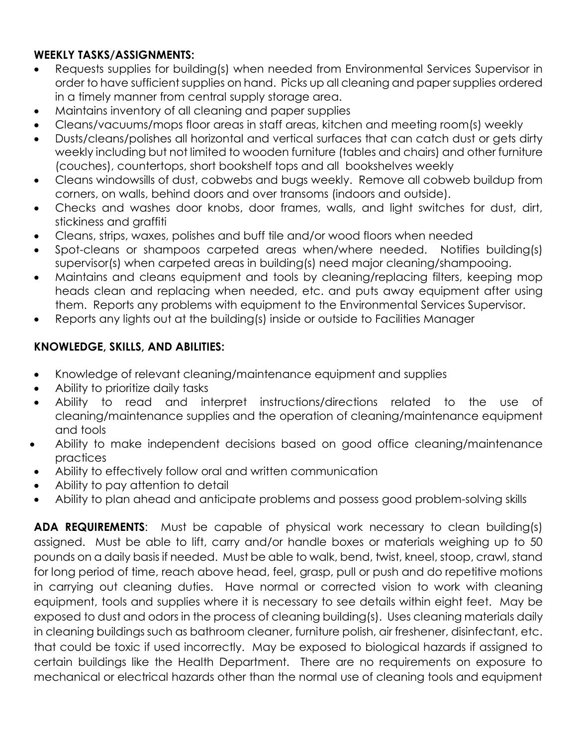**WEEKLY TASKS/ASSIGNMENTS:**

- Requests supplies for building(s) when needed from Environmental Services Supervisor in order to have sufficient supplies on hand. Picks up all cleaning and paper supplies ordered in a timely manner from central supply storage area.
- Maintains inventory of all cleaning and paper supplies
- Cleans/vacuums/mops floor areas in staff areas, kitchen and meeting room(s) weekly
- Dusts/cleans/polishes all horizontal and vertical surfaces that can catch dust or gets dirty weekly including but not limited to wooden furniture (tables and chairs) and other furniture (couches), countertops, short bookshelf tops and all bookshelves weekly
- Cleans windowsills of dust, cobwebs and bugs weekly. Remove all cobweb buildup from corners, on walls, behind doors and over transoms (indoors and outside).
- Checks and washes door knobs, door frames, walls, and light switches for dust, dirt, stickiness and graffiti
- Cleans, strips, waxes, polishes and buff tile and/or wood floors when needed
- Spot-cleans or shampoos carpeted areas when/where needed. Notifies building(s) supervisor(s) when carpeted areas in building(s) need major cleaning/shampooing.
- Maintains and cleans equipment and tools by cleaning/replacing filters, keeping mop heads clean and replacing when needed, etc. and puts away equipment after using them. Reports any problems with equipment to the Environmental Services Supervisor.
- Reports any lights out at the building(s) inside or outside to Facilities Manager

**KNOWLEDGE, SKILLS, AND ABILITIES:**

- Knowledge of relevant cleaning/maintenance equipment and supplies
- Ability to prioritize daily tasks
- Ability to read and interpret instructions/directions related to the use of cleaning/maintenance supplies and the operation of cleaning/maintenance equipment and tools
- Ability to make independent decisions based on good office cleaning/maintenance practices
- Ability to effectively follow oral and written communication
- Ability to pay attention to detail
- Ability to plan ahead and anticipate problems and possess good problem-solving skills

**ADA REQUIREMENTS**: Must be capable of physical work necessary to clean building(s) assigned. Must be able to lift, carry and/or handle boxes or materials weighing up to 50 pounds on a daily basis if needed. Must be able to walk, bend, twist, kneel, stoop, crawl, stand for long period of time, reach above head, feel, grasp, pull or push and do repetitive motions in carrying out cleaning duties. Have normal or corrected vision to work with cleaning equipment, tools and supplies where it is necessary to see details within eight feet. May be exposed to dust and odors in the process of cleaning building(s). Uses cleaning materials daily in cleaning buildings such as bathroom cleaner, furniture polish, air freshener, disinfectant, etc. that could be toxic if used incorrectly. May be exposed to biological hazards if assigned to certain buildings like the Health Department. There are no requirements on exposure to mechanical or electrical hazards other than the normal use of cleaning tools and equipment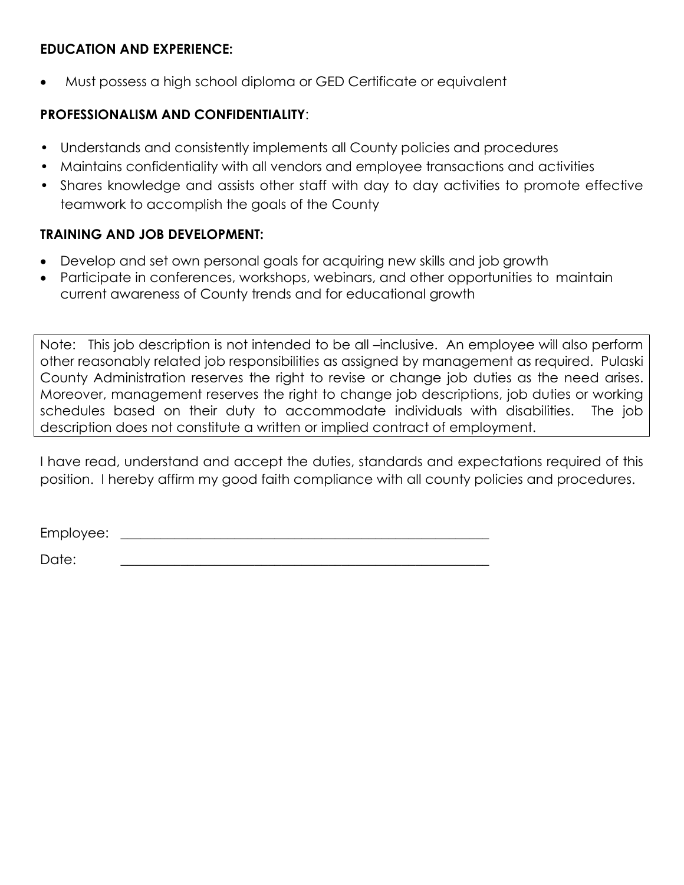**EDUCATION AND EXPERIENCE:**

- Must possess a high school diploma or GED Certificate or equivalent

**PROFESSIONALISM AND CONFIDENTIALITY**:

- Understands and consistently implements all County policies and procedures
- Maintains confidentiality with all vendors and employee transactions and activities
- Shares knowledge and assists other staff with day to day activities to promote effective teamwork to accomplish the goals of the County

**TRAINING AND JOB DEVELOPMENT:**

- Develop and set own personal goals for acquiring new skills and job growth
- Participate in conferences, workshops, webinars, and other opportunities to maintain current awareness of County trends and for educational growth

Note: This job description is not intended to be all –inclusive. An employee will also perform other reasonably related job responsibilities as assigned by management as required. Pulaski County Administration reserves the right to revise or change job duties as the need arises. Moreover, management reserves the right to change job descriptions, job duties or working schedules based on their duty to accommodate individuals with disabilities. The job description does not constitute a written or implied contract of employment.

I have read, understand and accept the duties, standards and expectations required of this position. I hereby affirm my good faith compliance with all county policies and procedures.

Employee: ________________________________________________________

Date: ________________________________________________________